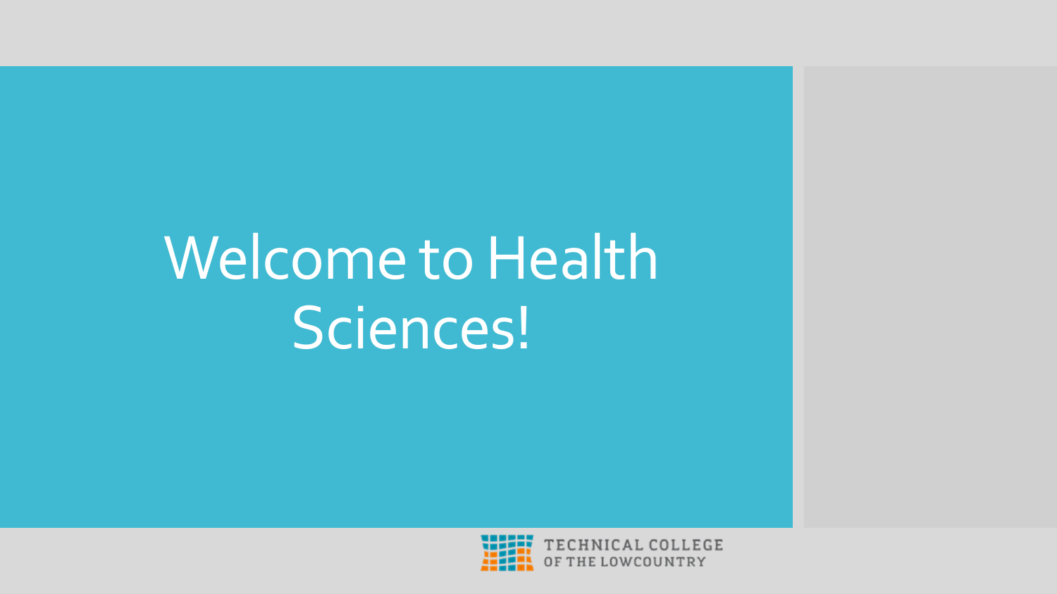# Welcome to Health Sciences!

TECHNICAL COLLEGE OF THE LOWCOUNTRY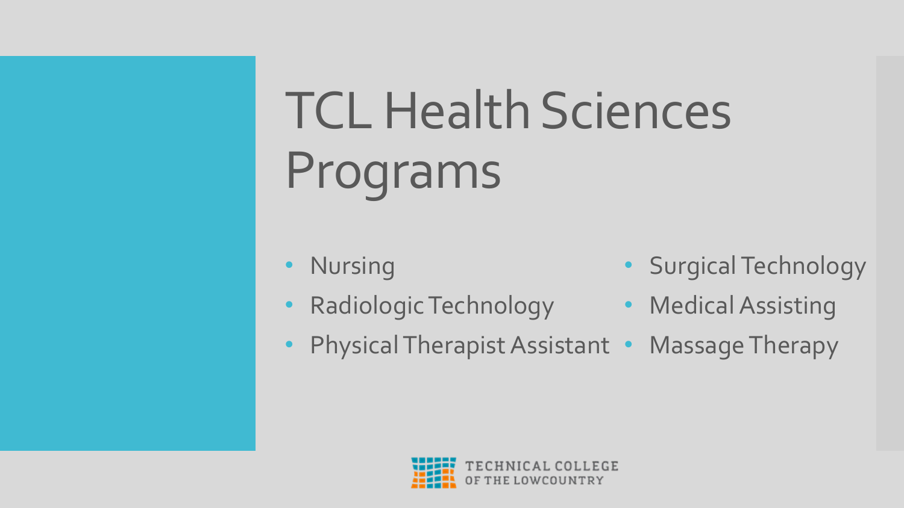# TCL Health Sciences Programs

- Nursing
- Radiologic Technology
- Physical Therapist Assistant
- Surgical Technology
- Medical Assisting
- Massage Therapy

TECHNICAL COLLEGE OF THE LOWCOUNTRY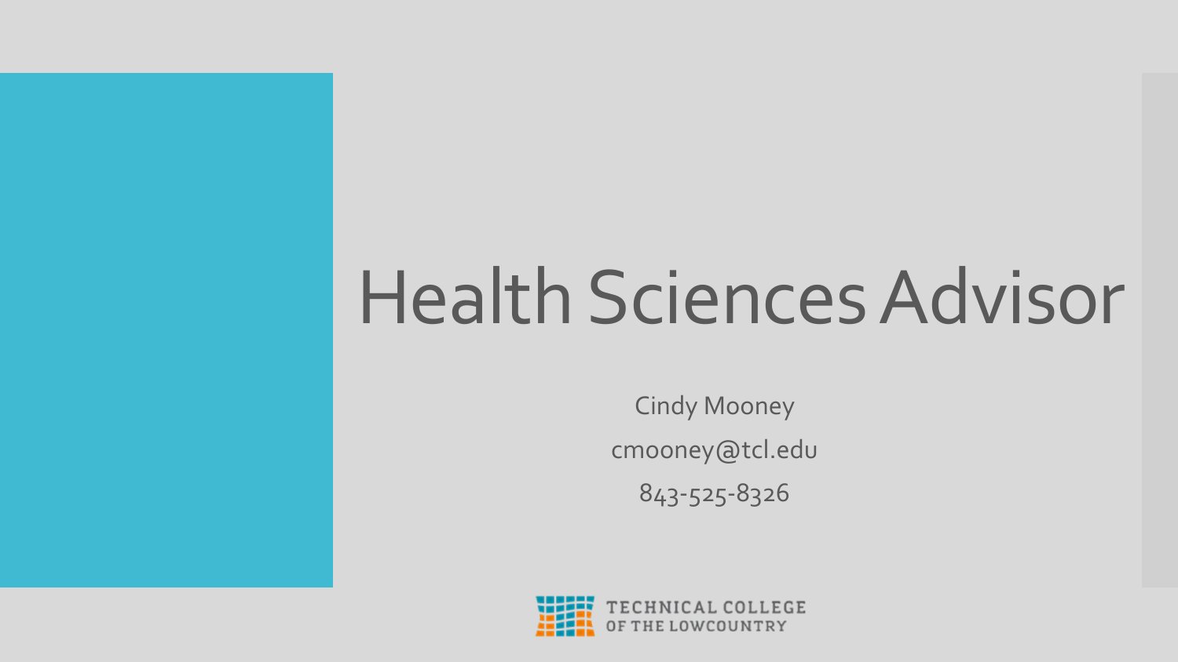# Health Sciences Advisor

Cindy Mooney

cmooney@tcl.edu

843-525-8326

TECHNICAL COLLEGE OF THE LOWCOUNTRY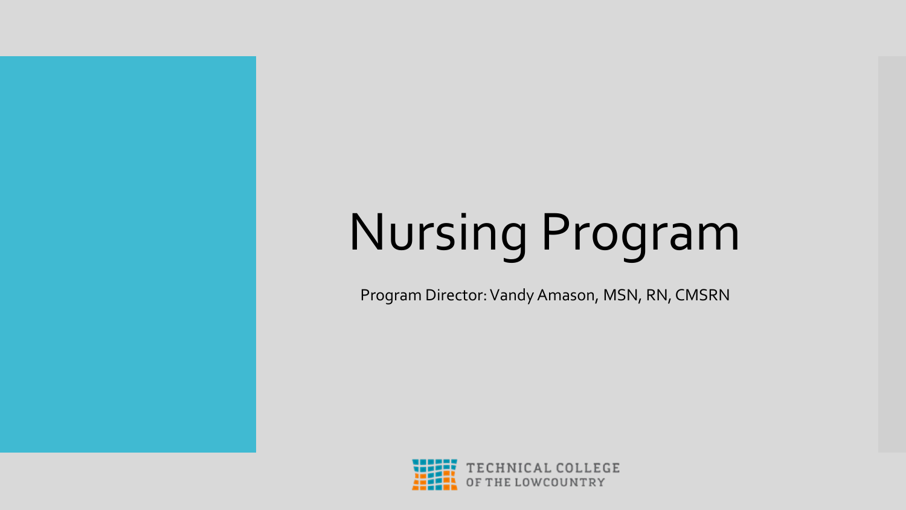# Nursing Program

Program Director: Vandy Amason, MSN, RN, CMSRN

TECHNICAL COLLEGE OF THE LOWCOUNTRY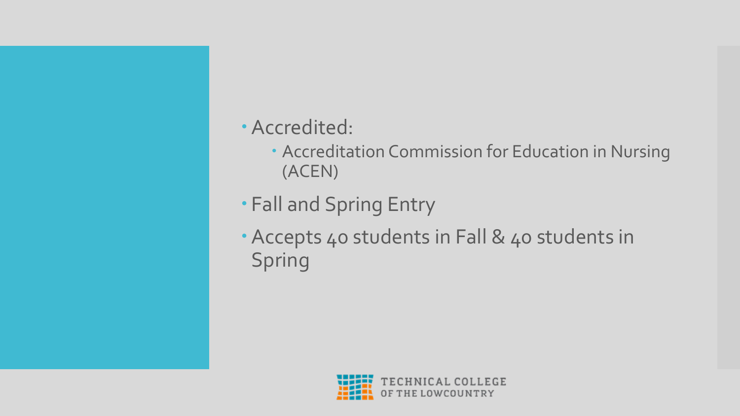- Accredited:
  - Accreditation Commission for Education in Nursing (ACEN)
- Fall and Spring Entry
- Accepts 40 students in Fall & 40 students in Spring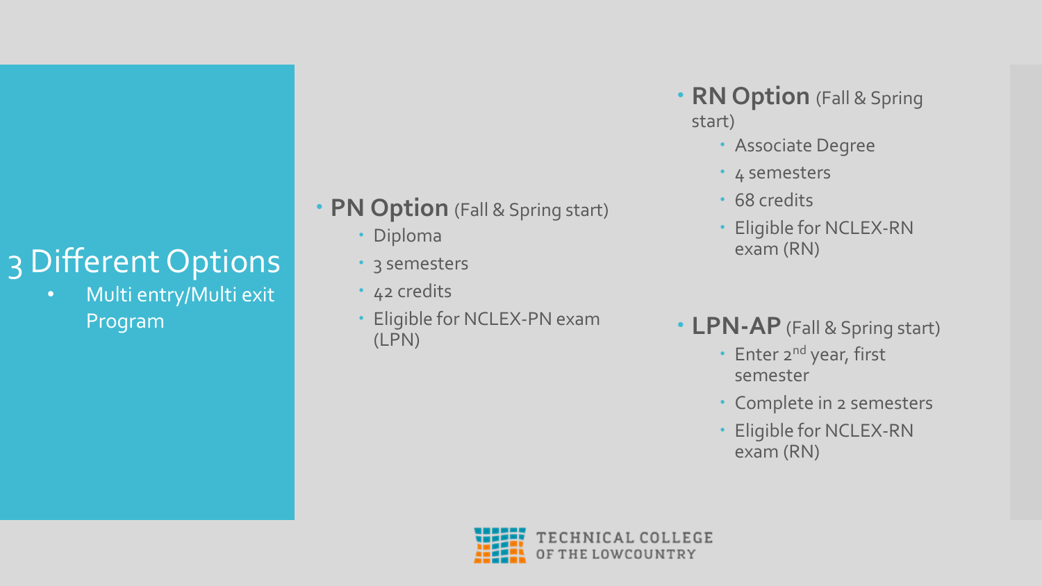# 3 Different Options

- Multi entry/Multi exit Program

- **PN Option** (Fall & Spring start)
  - Diploma
  - 3 semesters
  - 42 credits
  - Eligible for NCLEX-PN exam (LPN)

- **RN Option** (Fall & Spring start)
  - Associate Degree
  - 4 semesters
  - 68 credits
  - Eligible for NCLEX-RN exam (RN)

- **LPN-AP** (Fall & Spring start)
  - Enter 2nd year, first semester
  - Complete in 2 semesters
  - Eligible for NCLEX-RN exam (RN)

TECHNICAL COLLEGE OF THE LOWCOUNTRY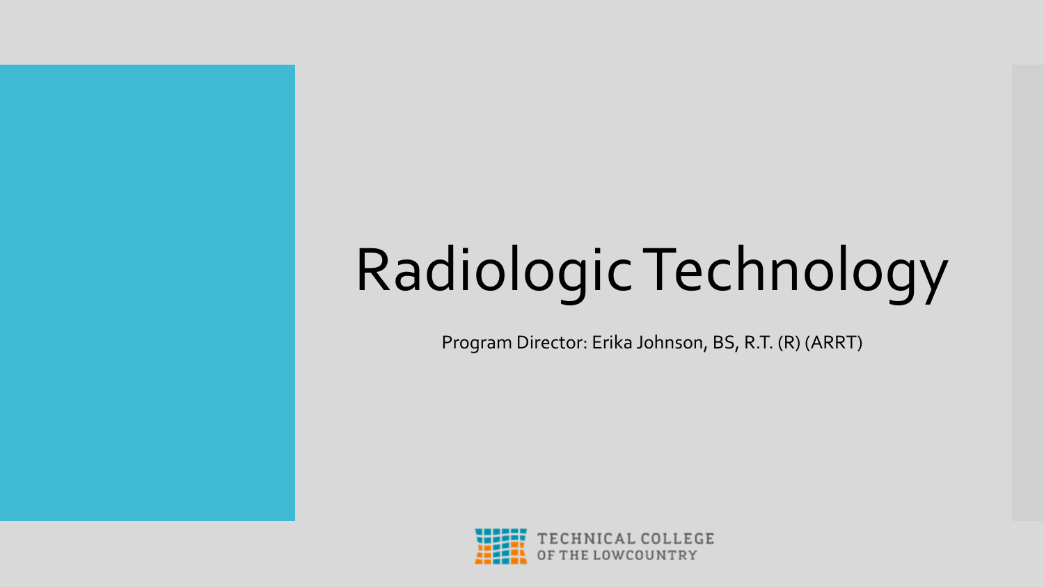# Radiologic Technology

Program Director: Erika Johnson, BS, R.T. (R) (ARRT)

TECHNICAL COLLEGE OF THE LOWCOUNTRY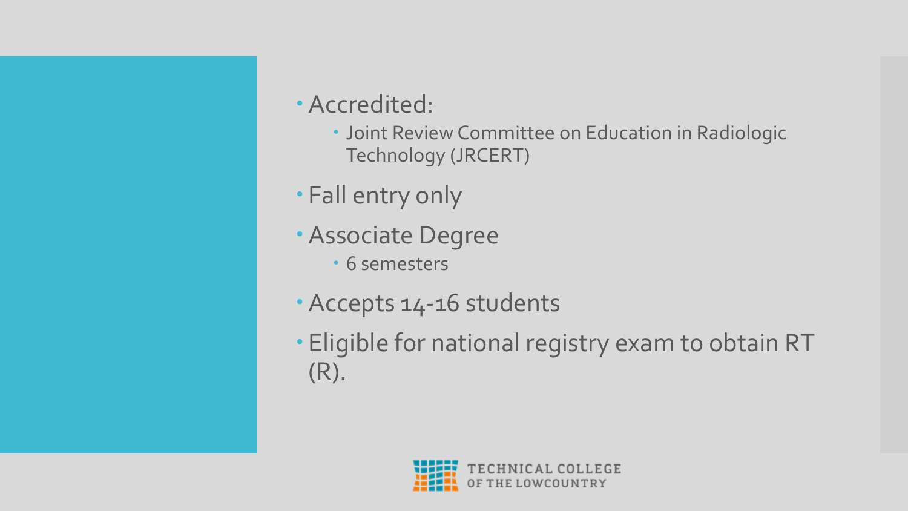- Accredited:
  - Joint Review Committee on Education in Radiologic Technology (JRCERT)
- Fall entry only
- Associate Degree
  - 6 semesters
- Accepts 14-16 students
- Eligible for national registry exam to obtain RT (R).

TECHNICAL COLLEGE OF THE LOWCOUNTRY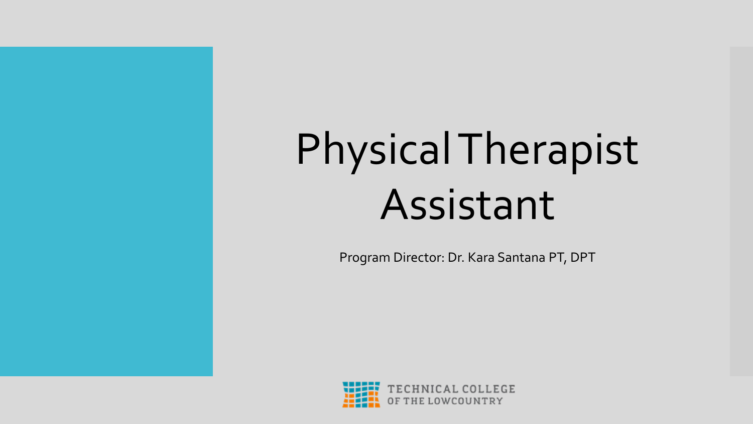# Physical Therapist Assistant

Program Director: Dr. Kara Santana PT, DPT

TECHNICAL COLLEGE OF THE LOWCOUNTRY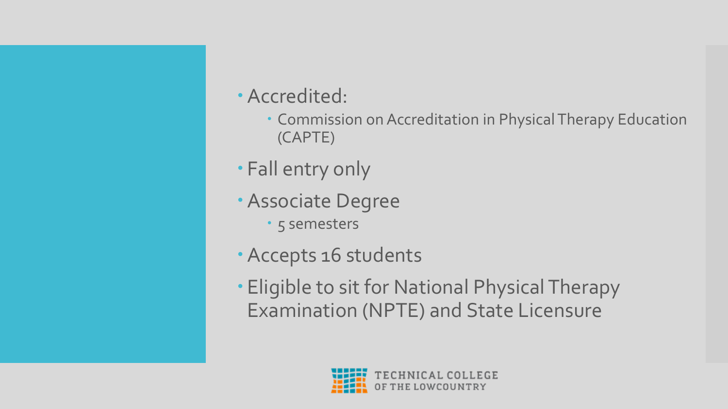- Accredited:
  - Commission on Accreditation in Physical Therapy Education (CAPTE)
- Fall entry only
- Associate Degree
  - 5 semesters
- Accepts 16 students
- Eligible to sit for National Physical Therapy Examination (NPTE) and State Licensure

TECHNICAL COLLEGE OF THE LOWCOUNTRY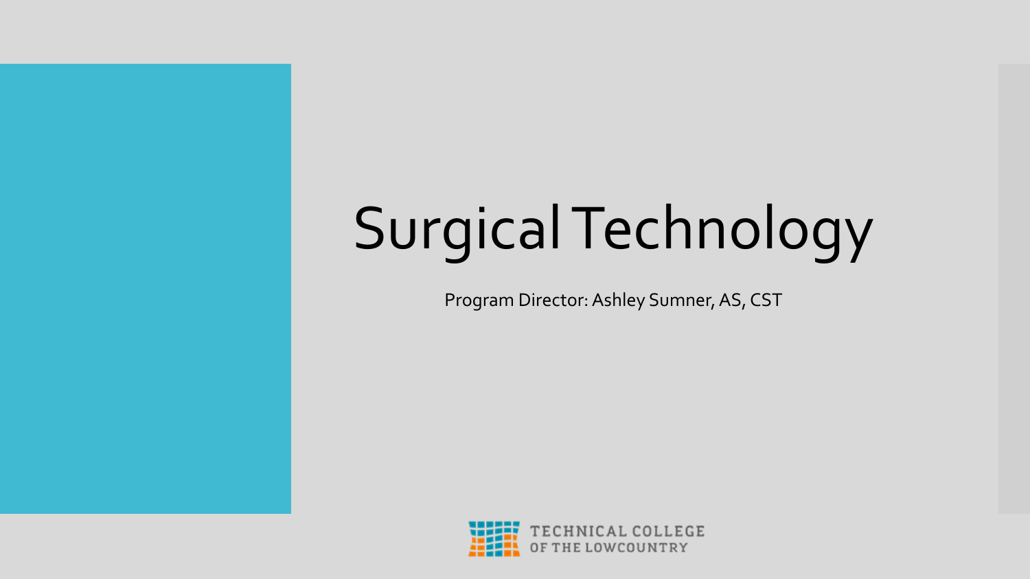# Surgical Technology

Program Director: Ashley Sumner, AS, CST

TECHNICAL COLLEGE OF THE LOWCOUNTRY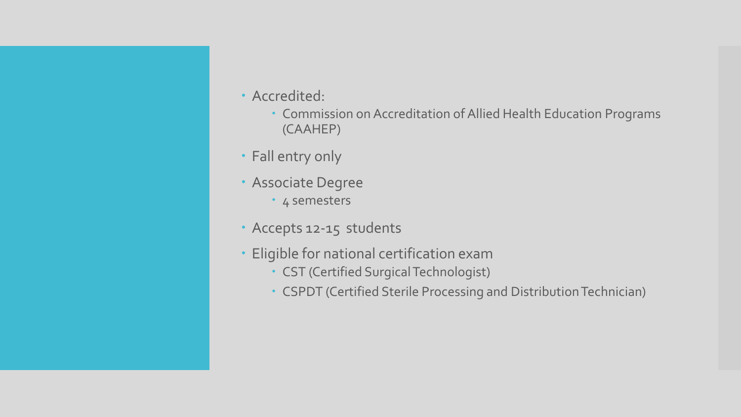- Accredited:
  - Commission on Accreditation of Allied Health Education Programs (CAAHEP)
- Fall entry only
- Associate Degree
  - 4 semesters
- Accepts 12-15 students
- Eligible for national certification exam
  - CST (Certified Surgical Technologist)
  - CSPDT (Certified Sterile Processing and Distribution Technician)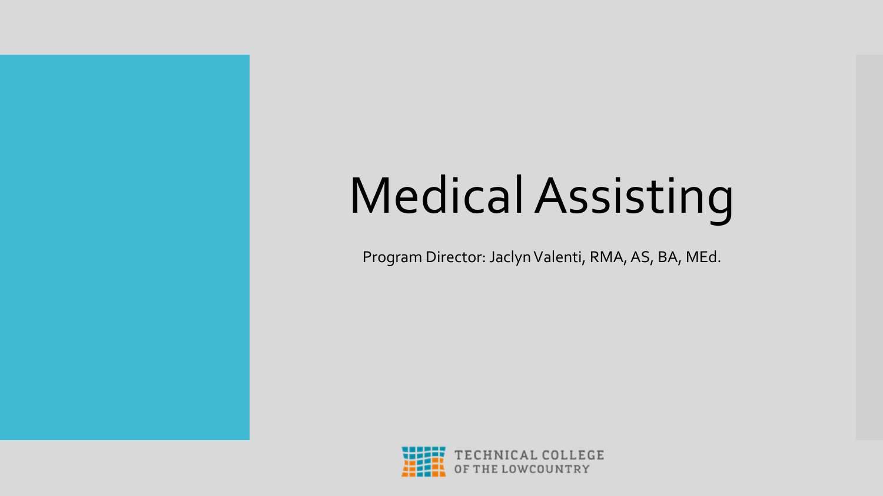# Medical Assisting

Program Director: Jaclyn Valenti, RMA, AS, BA, MEd.

TECHNICAL COLLEGE OF THE LOWCOUNTRY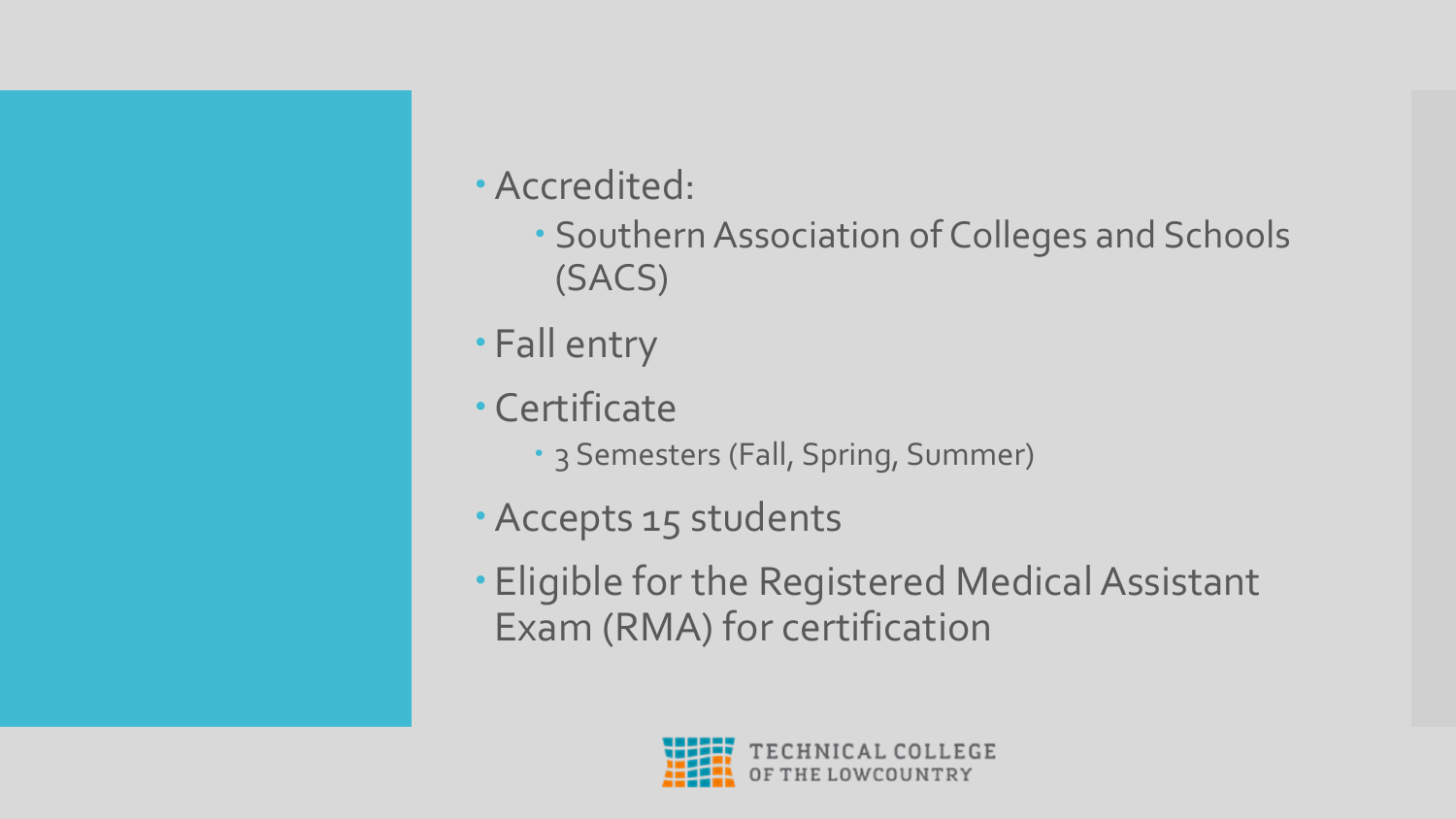- Accredited:
  - Southern Association of Colleges and Schools (SACS)
- Fall entry
- Certificate
  - 3 Semesters (Fall, Spring, Summer)
- Accepts 15 students
- Eligible for the Registered Medical Assistant Exam (RMA) for certification

TECHNICAL COLLEGE OF THE LOWCOUNTRY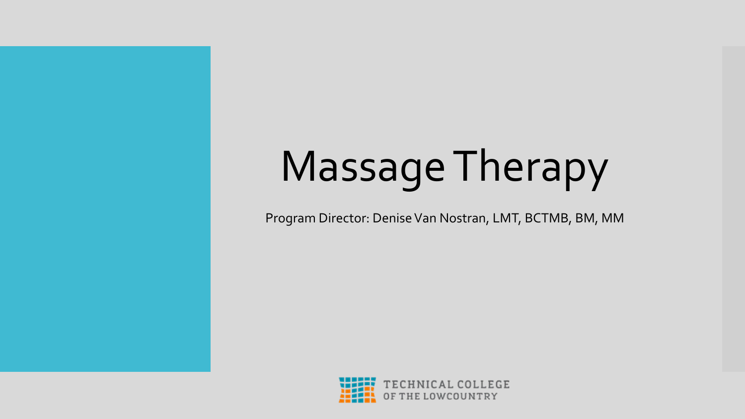# Massage Therapy

Program Director: Denise Van Nostran, LMT, BCTMB, BM, MM

TECHNICAL COLLEGE OF THE LOWCOUNTRY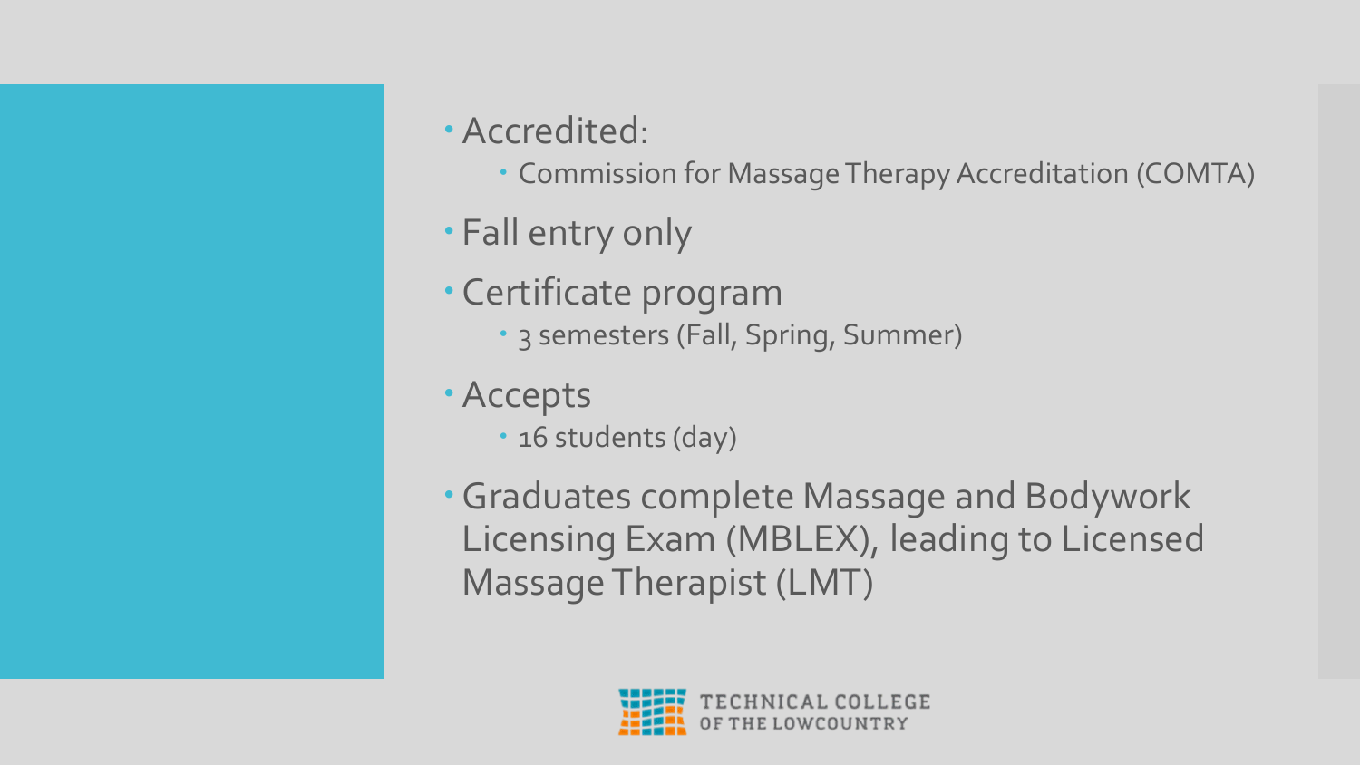- Accredited:
  - Commission for Massage Therapy Accreditation (COMTA)
- Fall entry only
- Certificate program
  - 3 semesters (Fall, Spring, Summer)
- Accepts
  - 16 students (day)
- Graduates complete Massage and Bodywork Licensing Exam (MBLEX), leading to Licensed Massage Therapist (LMT)

TECHNICAL COLLEGE OF THE LOWCOUNTRY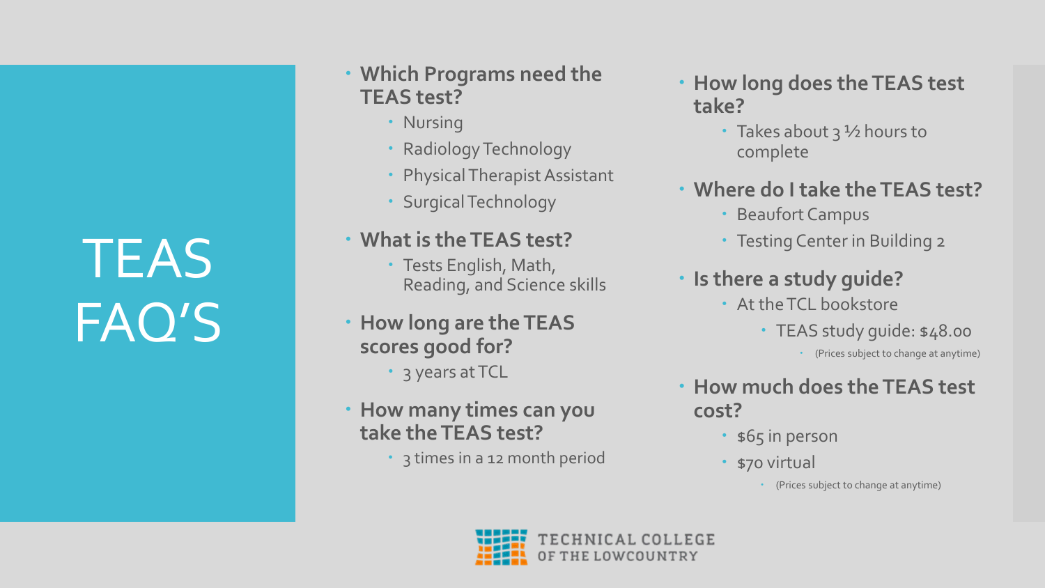# TEAS FAQ'S

- **Which Programs need the TEAS test?**
  - Nursing
  - Radiology Technology
  - Physical Therapist Assistant
  - Surgical Technology
- **What is the TEAS test?**
  - Tests English, Math, Reading, and Science skills
- **How long are the TEAS scores good for?**
  - 3 years at TCL
- **How many times can you take the TEAS test?**
  - 3 times in a 12 month period
- **How long does the TEAS test take?**
  - Takes about 3 ½ hours to complete
- **Where do I take the TEAS test?**
  - Beaufort Campus
  - Testing Center in Building 2
- **Is there a study guide?**
  - At the TCL bookstore
    - TEAS study guide: $48.00
      - (Prices subject to change at anytime)
- **How much does the TEAS test cost?**
  - $65 in person
  - $70 virtual
    - (Prices subject to change at anytime)

TECHNICAL COLLEGE OF THE LOWCOUNTRY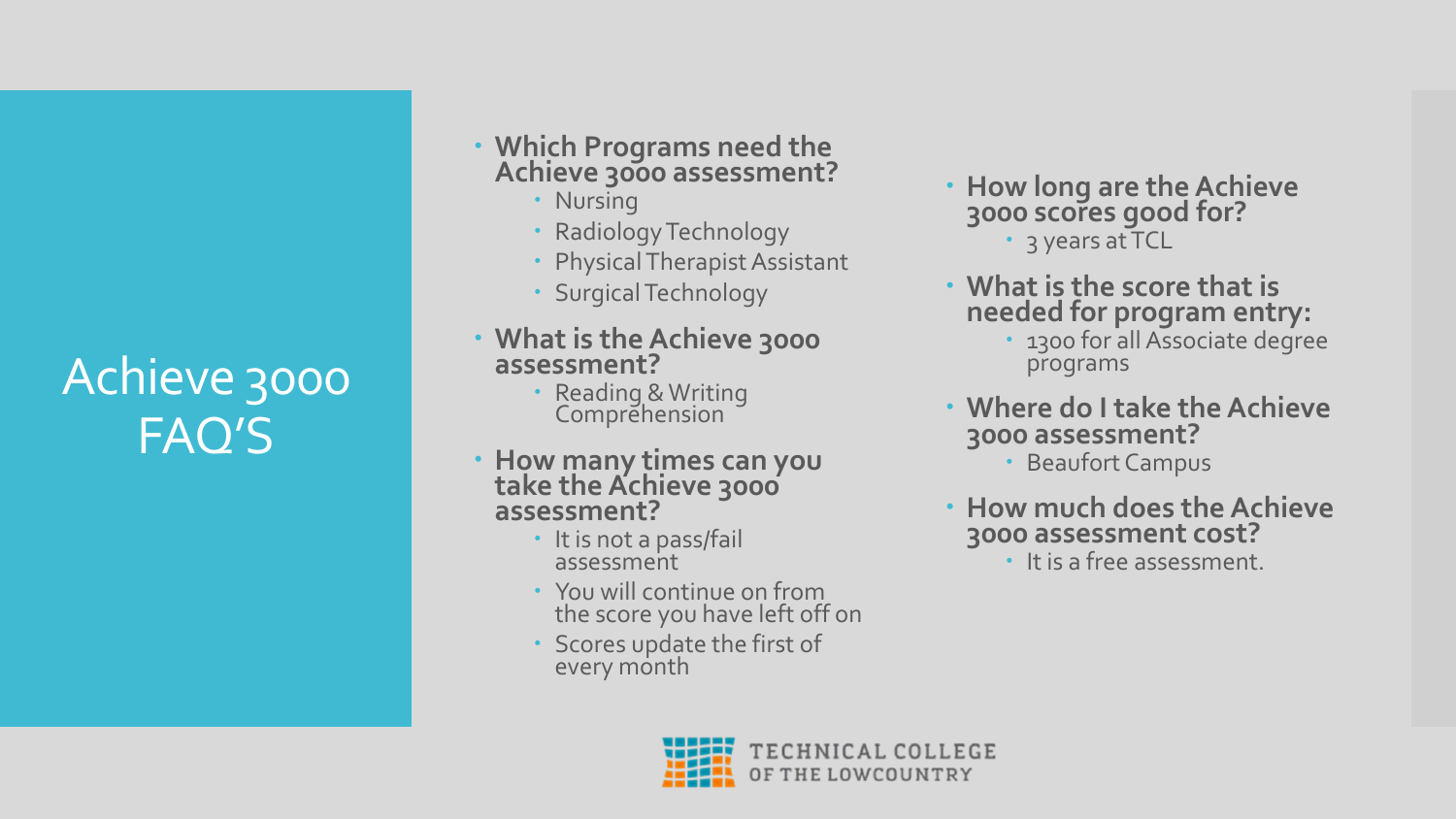# Achieve 3000 FAQ'S

- **Which Programs need the Achieve 3000 assessment?**
  - Nursing
  - Radiology Technology
  - Physical Therapist Assistant
  - Surgical Technology
- **What is the Achieve 3000 assessment?**
  - Reading & Writing Comprehension
- **How many times can you take the Achieve 3000 assessment?**
  - It is not a pass/fail assessment
  - You will continue on from the score you have left off on
  - Scores update the first of every month
- **How long are the Achieve 3000 scores good for?**
  - 3 years at TCL
- **What is the score that is needed for program entry:**
  - 1300 for all Associate degree programs
- **Where do I take the Achieve 3000 assessment?**
  - Beaufort Campus
- **How much does the Achieve 3000 assessment cost?**
  - It is a free assessment.

TECHNICAL COLLEGE OF THE LOWCOUNTRY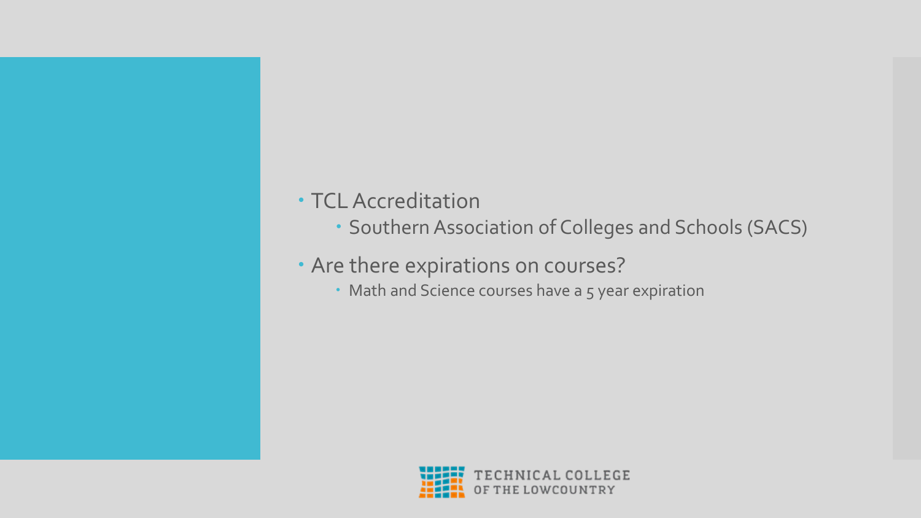- TCL Accreditation
  - Southern Association of Colleges and Schools (SACS)
- Are there expirations on courses?
  - Math and Science courses have a 5 year expiration

TECHNICAL COLLEGE OF THE LOWCOUNTRY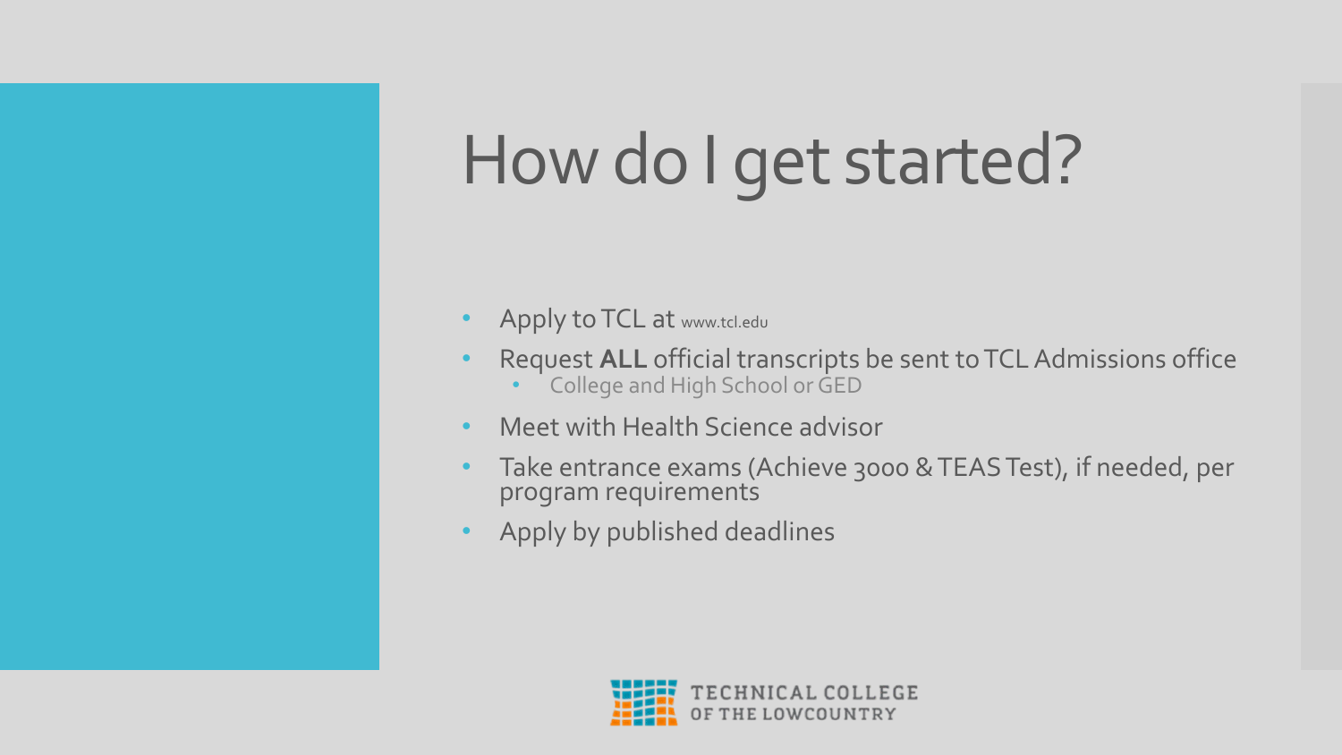# How do I get started?

- Apply to TCL at www.tcl.edu
- Request **ALL** official transcripts be sent to TCL Admissions office
  - College and High School or GED
- Meet with Health Science advisor
- Take entrance exams (Achieve 3000 & TEAS Test), if needed, per program requirements
- Apply by published deadlines

TECHNICAL COLLEGE OF THE LOWCOUNTRY